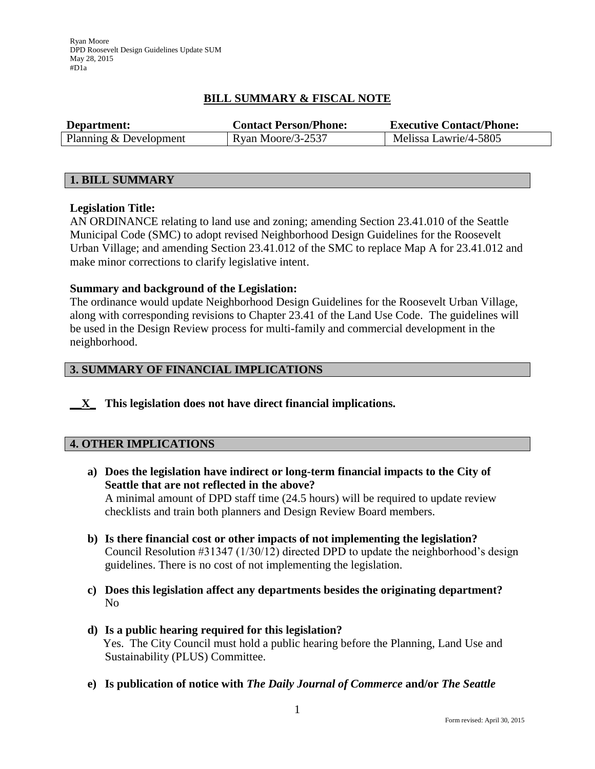Ryan Moore
DPD Roosevelt Design Guidelines Update SUM
May 28, 2015
#D1a

## BILL SUMMARY & FISCAL NOTE

| Department: | Contact Person/Phone: | Executive Contact/Phone: |
|---|---|---|
| Planning & Development | Ryan Moore/3-2537 | Melissa Lawrie/4-5805 |

## 1. BILL SUMMARY

**Legislation Title:**
AN ORDINANCE relating to land use and zoning; amending Section 23.41.010 of the Seattle Municipal Code (SMC) to adopt revised Neighborhood Design Guidelines for the Roosevelt Urban Village; and amending Section 23.41.012 of the SMC to replace Map A for 23.41.012 and make minor corrections to clarify legislative intent.

**Summary and background of the Legislation:**
The ordinance would update Neighborhood Design Guidelines for the Roosevelt Urban Village, along with corresponding revisions to Chapter 23.41 of the Land Use Code. The guidelines will be used in the Design Review process for multi-family and commercial development in the neighborhood.

## 3. SUMMARY OF FINANCIAL IMPLICATIONS

**__X_ This legislation does not have direct financial implications.**

## 4. OTHER IMPLICATIONS

a) **Does the legislation have indirect or long-term financial impacts to the City of Seattle that are not reflected in the above?**
A minimal amount of DPD staff time (24.5 hours) will be required to update review checklists and train both planners and Design Review Board members.

b) **Is there financial cost or other impacts of not implementing the legislation?**
Council Resolution #31347 (1/30/12) directed DPD to update the neighborhood's design guidelines. There is no cost of not implementing the legislation.

c) **Does this legislation affect any departments besides the originating department?**
No

d) **Is a public hearing required for this legislation?**
Yes. The City Council must hold a public hearing before the Planning, Land Use and Sustainability (PLUS) Committee.

e) **Is publication of notice with *The Daily Journal of Commerce* and/or *The Seattle***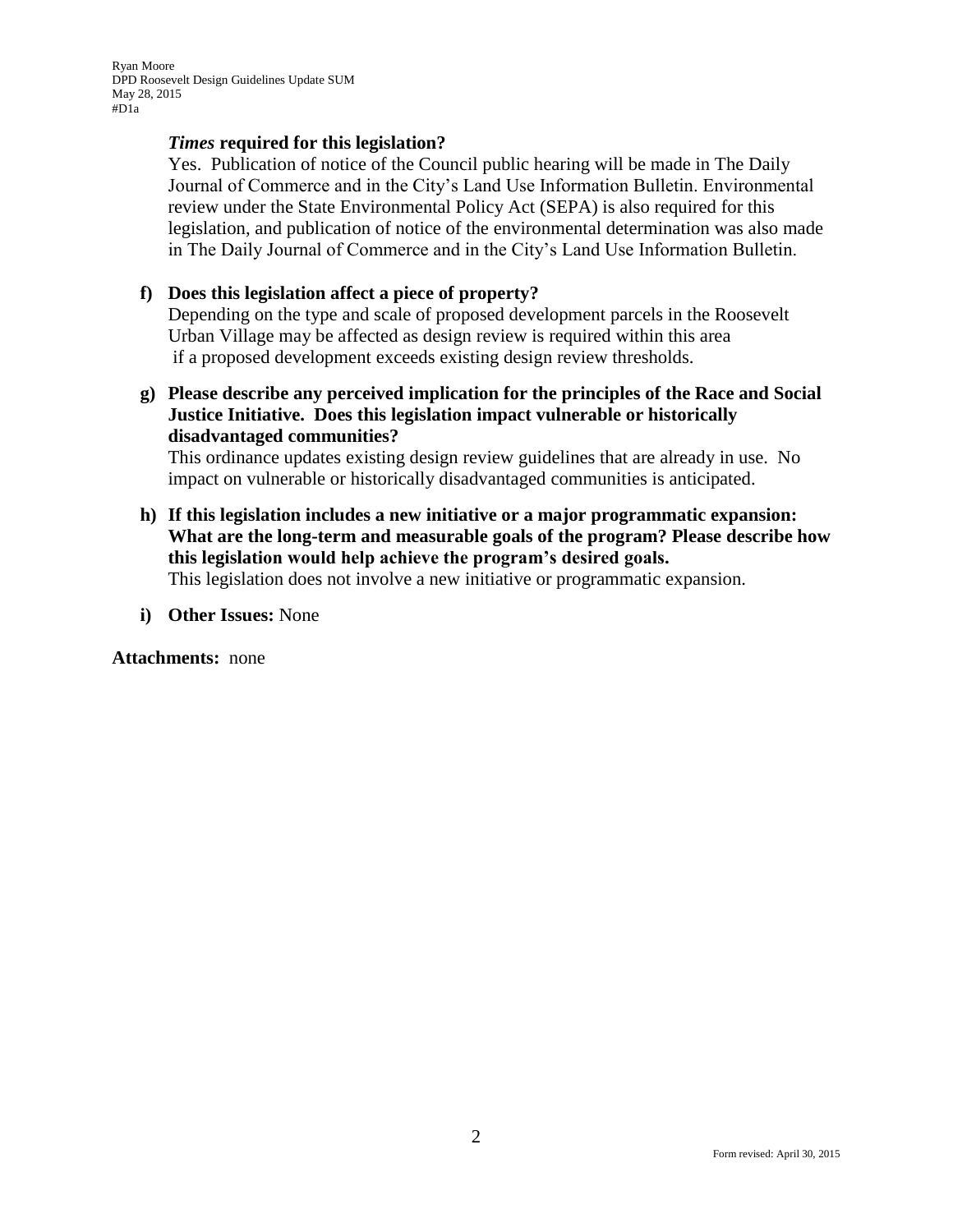***Times* required for this legislation?**

Yes. Publication of notice of the Council public hearing will be made in The Daily Journal of Commerce and in the City's Land Use Information Bulletin. Environmental review under the State Environmental Policy Act (SEPA) is also required for this legislation, and publication of notice of the environmental determination was also made in The Daily Journal of Commerce and in the City's Land Use Information Bulletin.

**f) Does this legislation affect a piece of property?**

Depending on the type and scale of proposed development parcels in the Roosevelt Urban Village may be affected as design review is required within this area if a proposed development exceeds existing design review thresholds.

**g) Please describe any perceived implication for the principles of the Race and Social Justice Initiative. Does this legislation impact vulnerable or historically disadvantaged communities?**

This ordinance updates existing design review guidelines that are already in use. No impact on vulnerable or historically disadvantaged communities is anticipated.

**h) If this legislation includes a new initiative or a major programmatic expansion: What are the long-term and measurable goals of the program? Please describe how this legislation would help achieve the program's desired goals.**

This legislation does not involve a new initiative or programmatic expansion.

**i) Other Issues:** None

**Attachments:** none